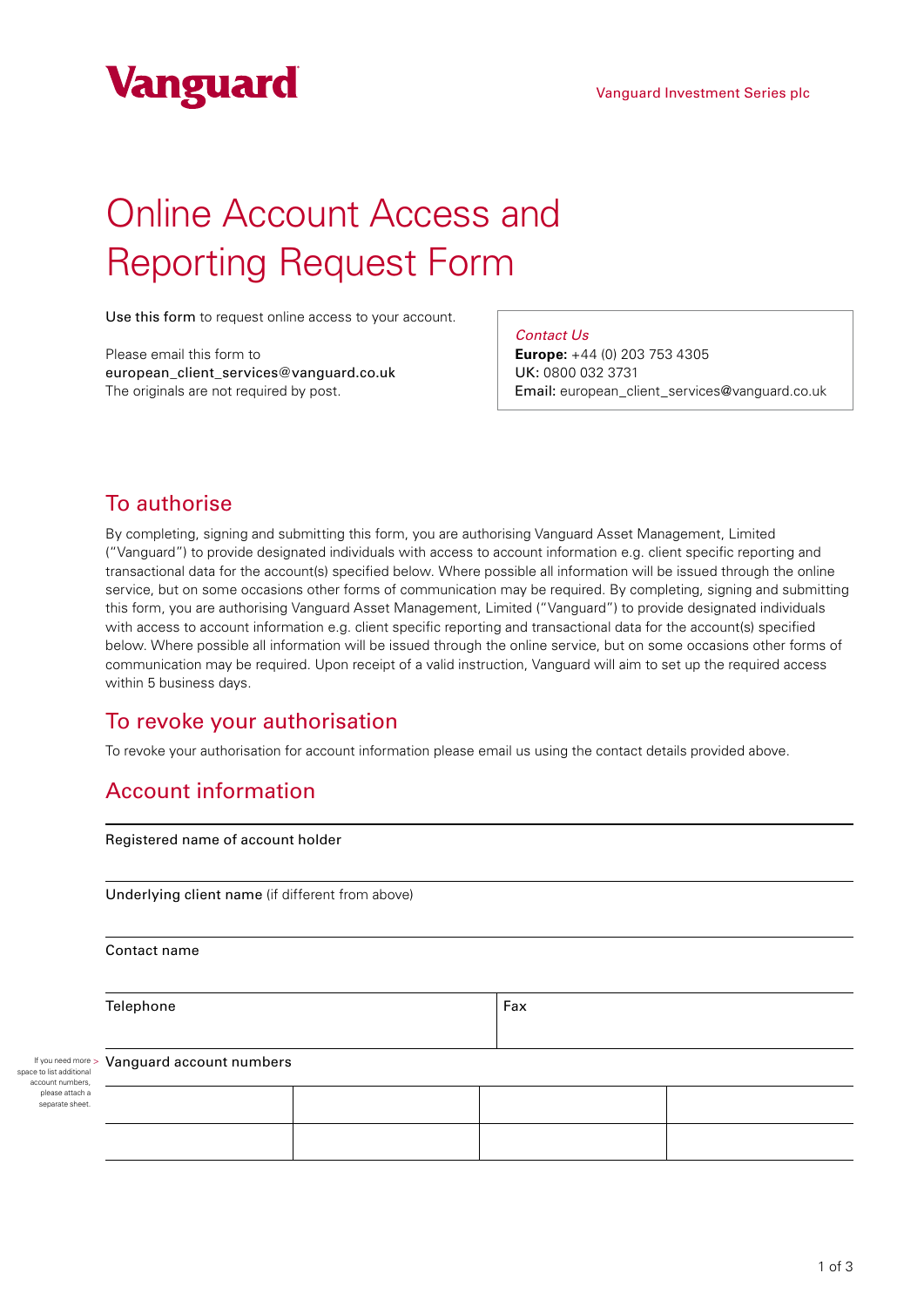Vanguard

Vanguard Investment Series plc

# Online Account Access and Reporting Request Form

Use this form to request online access to your account.

Please email this form to
european_client_services@vanguard.co.uk
The originals are not required by post.

*Contact Us*
**Europe:** +44 (0) 203 753 4305
UK: 0800 032 3731
Email: european_client_services@vanguard.co.uk

## To authorise

By completing, signing and submitting this form, you are authorising Vanguard Asset Management, Limited ("Vanguard") to provide designated individuals with access to account information e.g. client specific reporting and transactional data for the account(s) specified below. Where possible all information will be issued through the online service, but on some occasions other forms of communication may be required. By completing, signing and submitting this form, you are authorising Vanguard Asset Management, Limited ("Vanguard") to provide designated individuals with access to account information e.g. client specific reporting and transactional data for the account(s) specified below. Where possible all information will be issued through the online service, but on some occasions other forms of communication may be required. Upon receipt of a valid instruction, Vanguard will aim to set up the required access within 5 business days.

## To revoke your authorisation

To revoke your authorisation for account information please email us using the contact details provided above.

## Account information

Registered name of account holder

Underlying client name (if different from above)

Contact name

| Telephone | Fax |
|---|---|
| | |

If you need more space to list additional account numbers, please attach a separate sheet. > Vanguard account numbers

| | | | |
|---|---|---|---|
| | | | |
| | | | |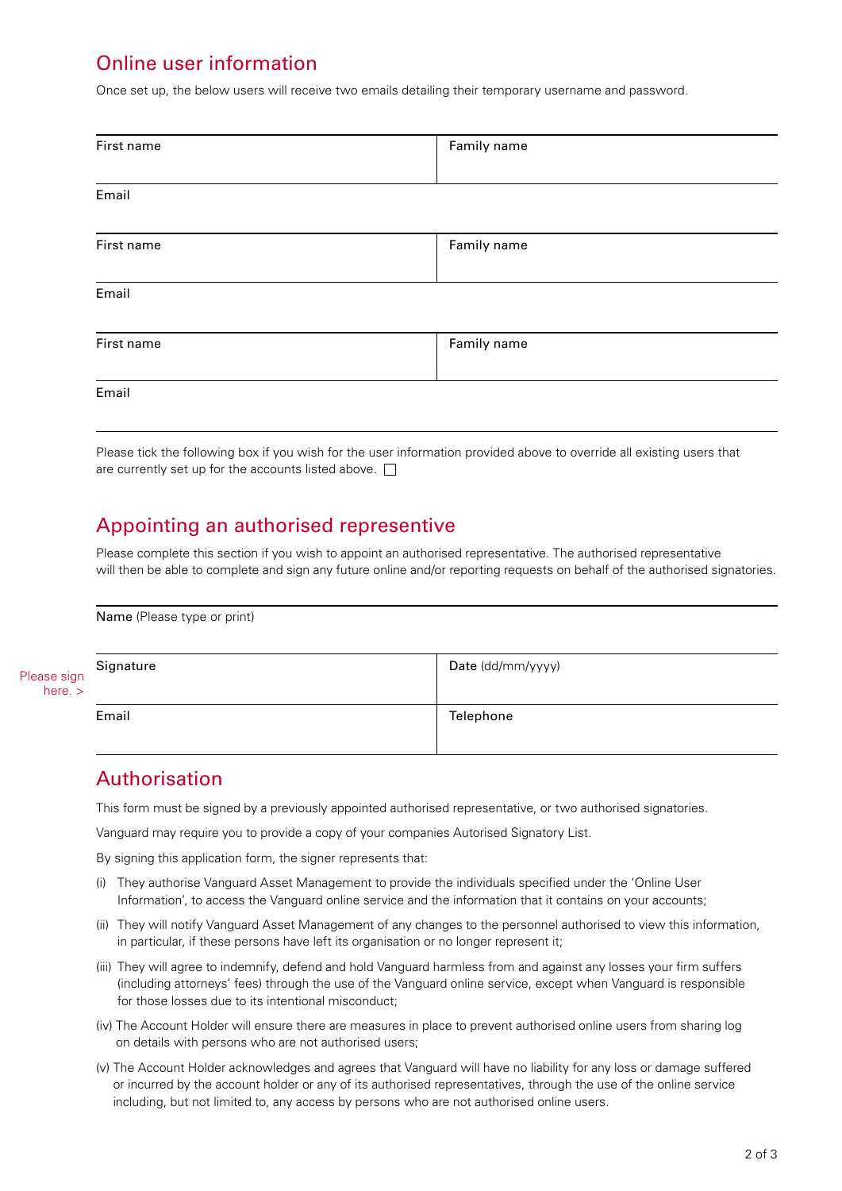## Online user information

Once set up, the below users will receive two emails detailing their temporary username and password.

| First name | Family name |
|---|---|
| | |
| Email | |

| First name | Family name |
|---|---|
| | |
| Email | |

| First name | Family name |
|---|---|
| | |
| Email | |

Please tick the following box if you wish for the user information provided above to override all existing users that are currently set up for the accounts listed above. ☐

## Appointing an authorised representive

Please complete this section if you wish to appoint an authorised representative. The authorised representative will then be able to complete and sign any future online and/or reporting requests on behalf of the authorised signatories.

**Name** (Please type or print)

Please sign here. >

| Signature | **Date** (dd/mm/yyyy) |
|---|---|
| | |
| Email | Telephone |

## Authorisation

This form must be signed by a previously appointed authorised representative, or two authorised signatories.

Vanguard may require you to provide a copy of your companies Autorised Signatory List.

By signing this application form, the signer represents that:

(i) They authorise Vanguard Asset Management to provide the individuals specified under the 'Online User Information', to access the Vanguard online service and the information that it contains on your accounts;

(ii) They will notify Vanguard Asset Management of any changes to the personnel authorised to view this information, in particular, if these persons have left its organisation or no longer represent it;

(iii) They will agree to indemnify, defend and hold Vanguard harmless from and against any losses your firm suffers (including attorneys' fees) through the use of the Vanguard online service, except when Vanguard is responsible for those losses due to its intentional misconduct;

(iv) The Account Holder will ensure there are measures in place to prevent authorised online users from sharing log on details with persons who are not authorised users;

(v) The Account Holder acknowledges and agrees that Vanguard will have no liability for any loss or damage suffered or incurred by the account holder or any of its authorised representatives, through the use of the online service including, but not limited to, any access by persons who are not authorised online users.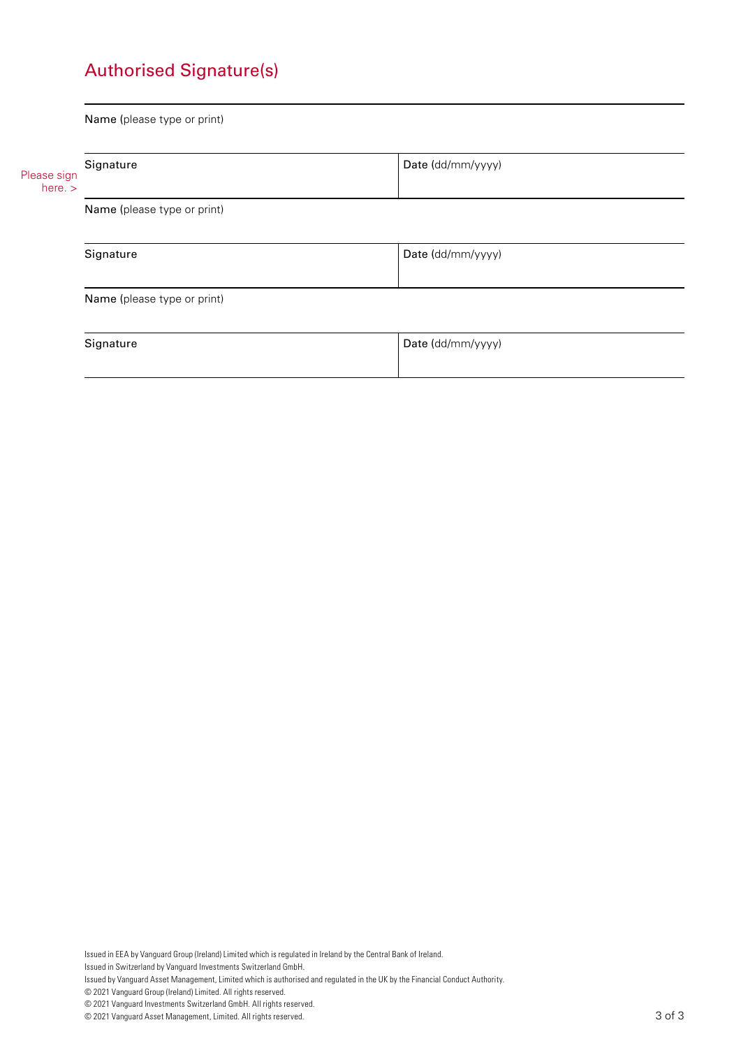## Authorised Signature(s)

Name (please type or print)

Please sign here. >

| Signature | Date (dd/mm/yyyy) |
|---|---|
| | |

Name (please type or print)

| Signature | Date (dd/mm/yyyy) |
|---|---|
| | |

Name (please type or print)

| Signature | Date (dd/mm/yyyy) |
|---|---|
| | |

Issued in EEA by Vanguard Group (Ireland) Limited which is regulated in Ireland by the Central Bank of Ireland.
Issued in Switzerland by Vanguard Investments Switzerland GmbH.
Issued by Vanguard Asset Management, Limited which is authorised and regulated in the UK by the Financial Conduct Authority.
© 2021 Vanguard Group (Ireland) Limited. All rights reserved.
© 2021 Vanguard Investments Switzerland GmbH. All rights reserved.
© 2021 Vanguard Asset Management, Limited. All rights reserved.